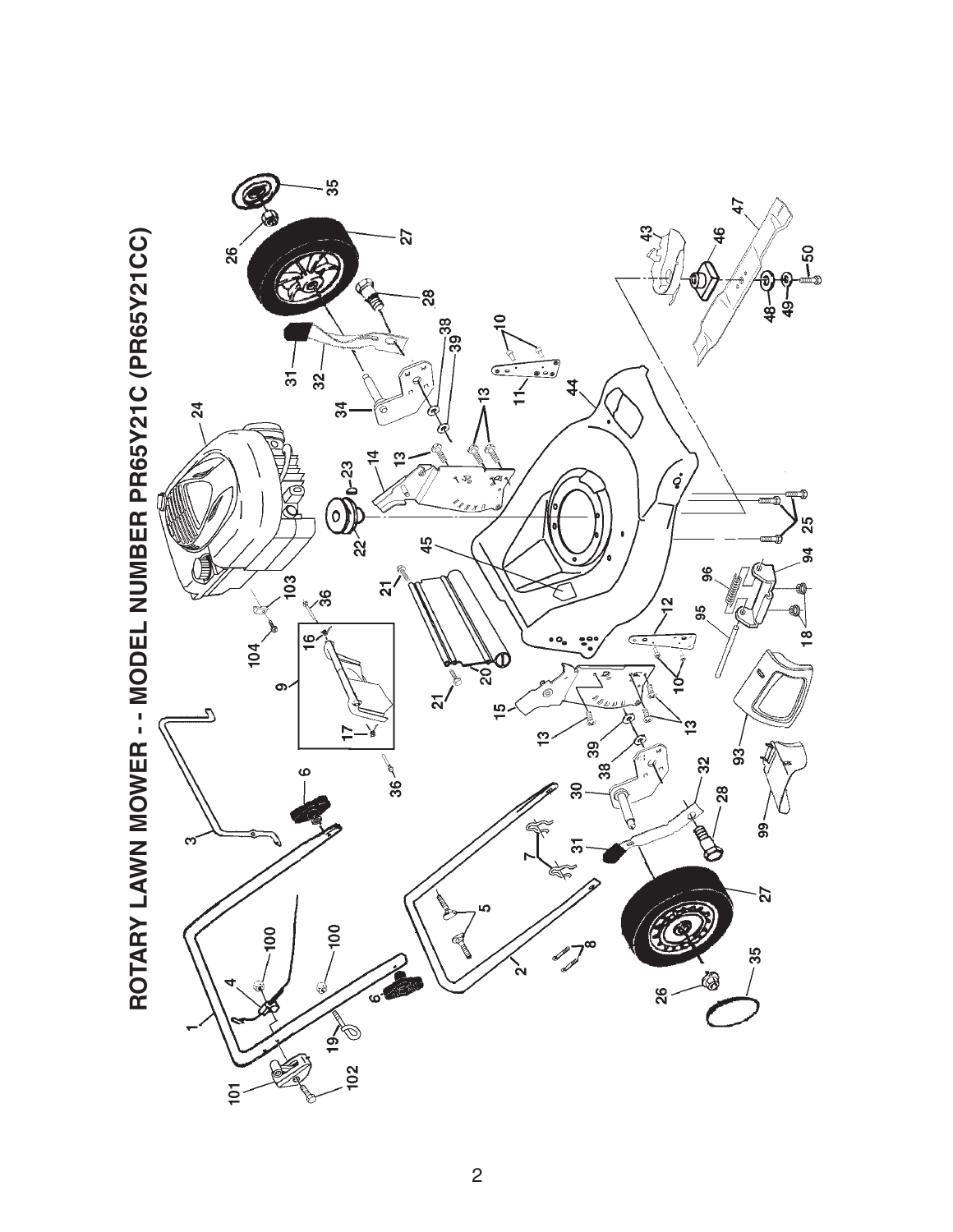# ROTARY LAWN MOWER - - MODEL NUMBER PR65Y21C (PR65Y21CC)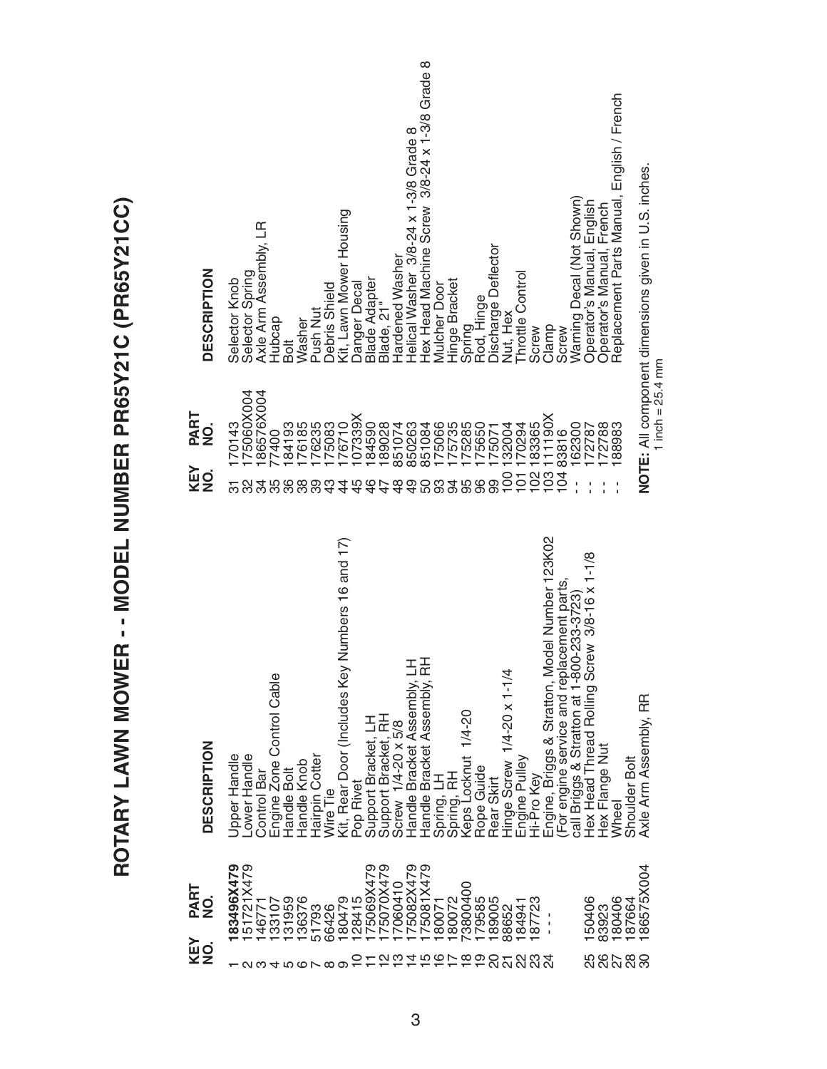# ROTARY LAWN MOWER - - MODEL NUMBER PR65Y21C (PR65Y21CC)

| KEY NO. | PART NO. | DESCRIPTION |
|---|---|---|
| 1 | 183496X479 | Upper Handle |
| 2 | 151721X479 | Lower Handle |
| 3 | 146771 | Control Bar |
| 4 | 133107 | Engine Zone Control Cable |
| 5 | 131959 | Handle Bolt |
| 6 | 136376 | Handle Knob |
| 7 | 51793 | Hairpin Cotter |
| 8 | 66426 | Wire Tie |
| 9 | 180479 | Kit, Rear Door (Includes Key Numbers 16 and 17) |
| 10 | 128415 | Pop Rivet |
| 11 | 175069X479 | Support Bracket, LH |
| 12 | 175070X479 | Support Bracket, RH |
| 13 | 17060410 | Screw 1/4-20 x 5/8 |
| 14 | 175082X479 | Handle Bracket Assembly, LH |
| 15 | 175081X479 | Handle Bracket Assembly, RH |
| 16 | 180071 | Spring, LH |
| 17 | 180072 | Spring, RH |
| 18 | 73800400 | Keps Locknut 1/4-20 |
| 19 | 179585 | Rope Guide |
| 20 | 189005 | Rear Skirt |
| 21 | 88652 | Hinge Screw 1/4-20 x 1-1/4 |
| 22 | 184941 | Engine Pulley |
| 23 | 187723 | Hi-Pro Key |
| 24 | - - - | Engine, Briggs & Stratton, Model Number 123K02 (For engine service and replacement parts, call Briggs & Stratton at 1-800-233-3723) |
| 25 | 150406 | Hex Head Thread Rolling Screw 3/8-16 x 1-1/8 |
| 26 | 83923 | Hex Flange Nut |
| 27 | 180406 | Wheel |
| 28 | 187664 | Shoulder Bolt |
| 30 | 186575X004 | Axle Arm Assembly, RR |
| 31 | 170143 | Selector Knob |
| 32 | 175060X004 | Selector Spring |
| 34 | 186576X004 | Axle Arm Assembly, LR |
| 35 | 77400 | Hubcap |
| 36 | 184193 | Bolt |
| 38 | 176185 | Washer |
| 39 | 176235 | Push Nut |
| 43 | 175083 | Debris Shield |
| 44 | 176710 | Kit, Lawn Mower Housing |
| 45 | 107339X | Danger Decal |
| 46 | 184590 | Blade Adapter |
| 47 | 189028 | Blade, 21" |
| 48 | 851074 | Hardened Washer |
| 49 | 850263 | Helical Washer 3/8-24 x 1-3/8 Grade 8 |
| 50 | 851084 | Hex Head Machine Screw 3/8-24 x 1-3/8 Grade 8 |
| 93 | 175066 | Mulcher Door |
| 94 | 175735 | Hinge Bracket |
| 95 | 175285 | Spring |
| 96 | 175650 | Rod, Hinge |
| 99 | 175071 | Discharge Deflector |
| 100 | 132004 | Nut, Hex |
| 101 | 170294 | Throttle Control |
| 102 | 183365 | Screw |
| 103 | 111190X | Clamp |
| 104 | 83816 | Screw |
| - - | 162300 | Warning Decal (Not Shown) |
| - - | 172787 | Operator's Manual, English |
| - - | 172788 | Operator's Manual, French |
| - - | 188983 | Replacement Parts Manual, English / French |

**NOTE:** All component dimensions given in U.S. inches.
1 inch = 25.4 mm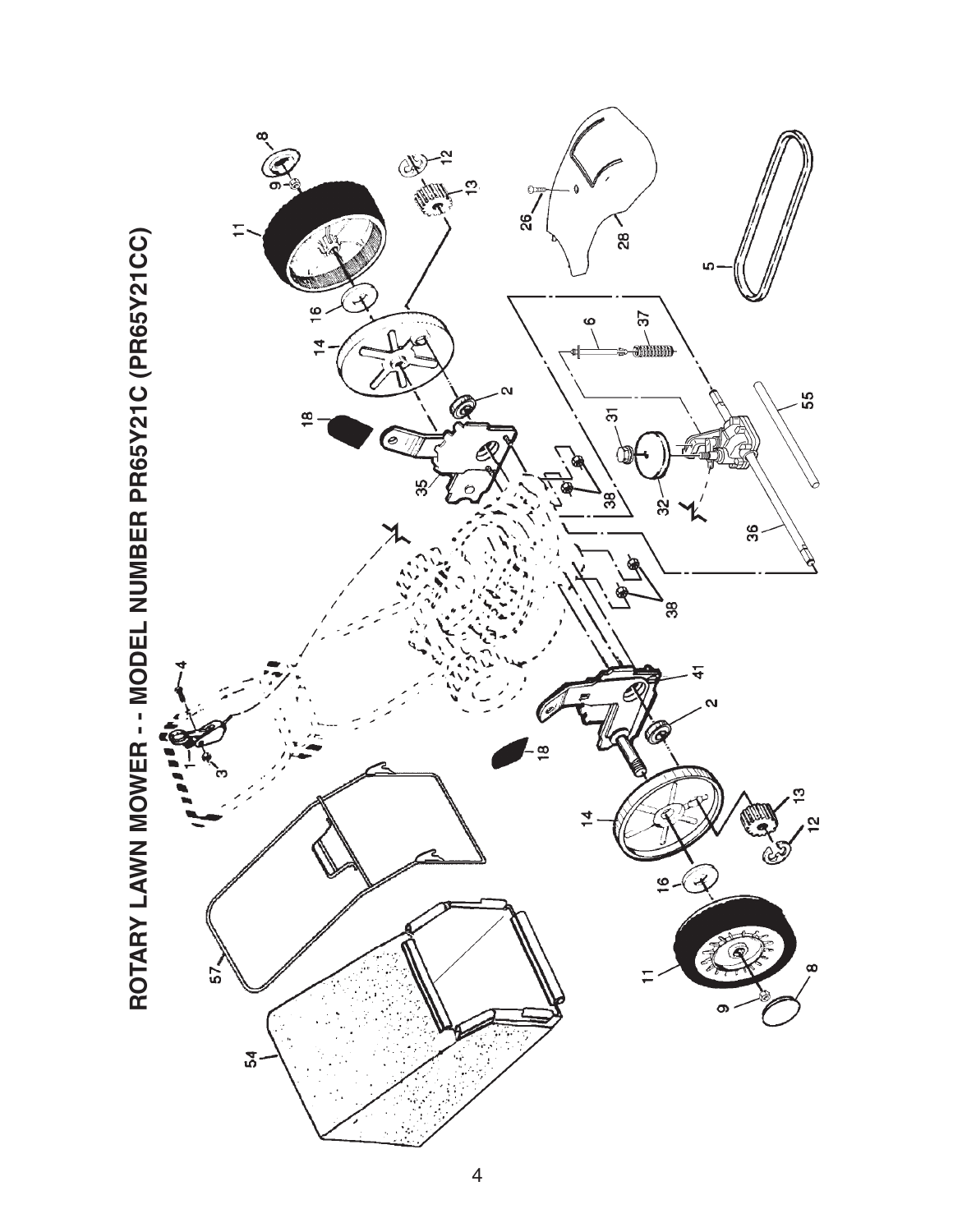# ROTARY LAWN MOWER - - MODEL NUMBER PR65Y21C (PR65Y21CC)

1 3 4 2 5 6 8 9 11 12 13 14 16 18 26 28 31 32 35 36 37 38 41 54 55 57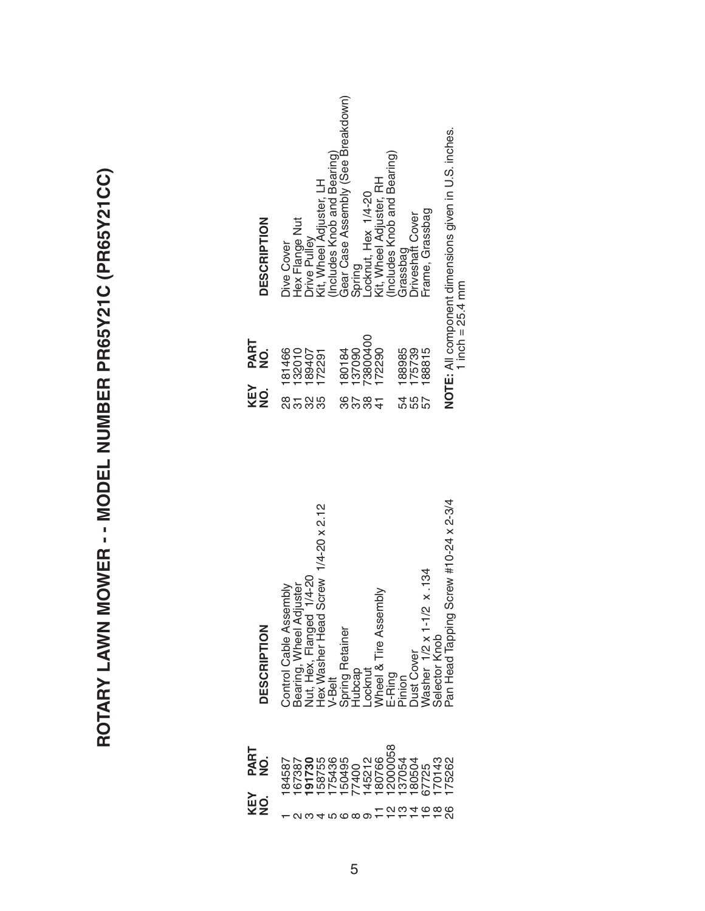# ROTARY LAWN MOWER - - MODEL NUMBER PR65Y21C (PR65Y21CC)

| KEY NO. | PART NO. | DESCRIPTION |
|---|---|---|
| 1 | 184587 | Control Cable Assembly |
| 2 | 167387 | Bearing, Wheel Adjuster |
| 3 | **191730** | Nut, Hex, Flanged 1/4-20 |
| 4 | 158755 | Hex Washer Head Screw 1/4-20 x 2.12 |
| 5 | 175436 | V-Belt |
| 6 | 150495 | Spring Retainer |
| 8 | 77400 | Hubcap |
| 9 | 145212 | Locknut |
| 11 | 180766 | Wheel & Tire Assembly |
| 12 | 12000058 | E-Ring |
| 13 | 137054 | Pinion |
| 14 | 180504 | Dust Cover |
| 16 | 67725 | Washer 1/2 x 1-1/2 x .134 |
| 18 | 170143 | Selector Knob |
| 26 | 175262 | Pan Head Tapping Screw #10-24 x 2-3/4 |

| KEY NO. | PART NO. | DESCRIPTION |
|---|---|---|
| 28 | 181466 | Dive Cover |
| 31 | 132010 | Hex Flange Nut |
| 32 | 189407 | Drive Pulley |
| 35 | 172291 | Kit, Wheel Adjuster, LH (Includes Knob and Bearing) |
| 36 | 180184 | Gear Case Assembly (See Breakdown) |
| 37 | 137090 | Spring |
| 38 | 73800400 | Locknut, Hex 1/4-20 |
| 41 | 172290 | Kit, Wheel Adjuster, RH (Includes Knob and Bearing) |
| 54 | 188985 | Grassbag |
| 55 | 175739 | Driveshaft Cover |
| 57 | 188815 | Frame, Grassbag |

**NOTE:** All component dimensions given in U.S. inches.
1 inch = 25.4 mm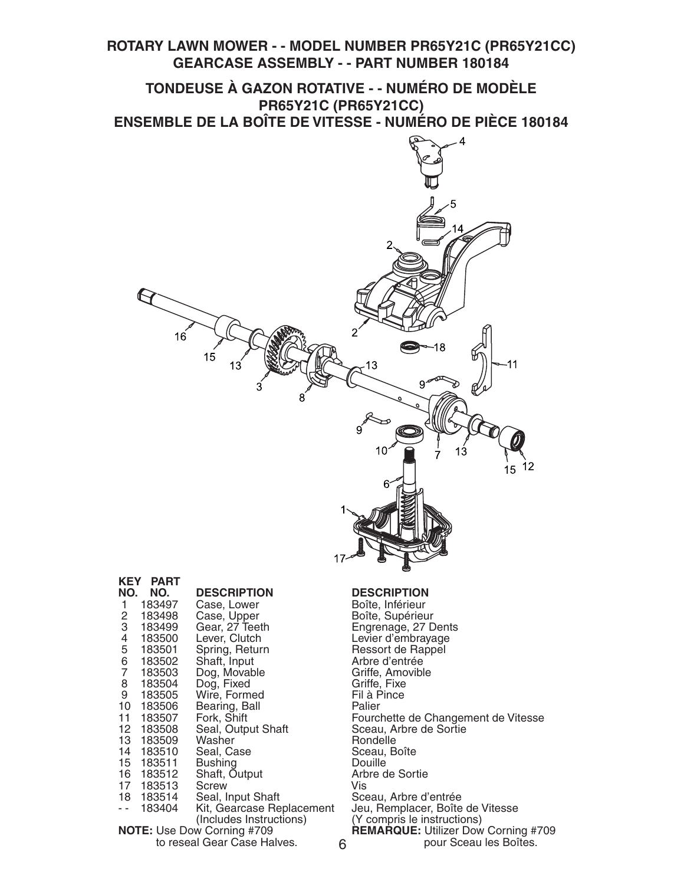# ROTARY LAWN MOWER - - MODEL NUMBER PR65Y21C (PR65Y21CC)
## GEARCASE ASSEMBLY - - PART NUMBER 180184

# TONDEUSE À GAZON ROTATIVE - - NUMÉRO DE MODÈLE PR65Y21C (PR65Y21CC)
## ENSEMBLE DE LA BOÎTE DE VITESSE - NUMÉRO DE PIÈCE 180184

4
5
14
2
2
16
15
13
3
8
13
18
11
9
9
10
7
13
15 12
6
1
17

| KEY NO. | PART NO. | DESCRIPTION | DESCRIPTION |
|---|---|---|---|
| 1 | 183497 | Case, Lower | Boîte, Inférieur |
| 2 | 183498 | Case, Upper | Boîte, Supérieur |
| 3 | 183499 | Gear, 27 Teeth | Engrenage, 27 Dents |
| 4 | 183500 | Lever, Clutch | Levier d'embrayage |
| 5 | 183501 | Spring, Return | Ressort de Rappel |
| 6 | 183502 | Shaft, Input | Arbre d'entrée |
| 7 | 183503 | Dog, Movable | Griffe, Amovible |
| 8 | 183504 | Dog, Fixed | Griffe, Fixe |
| 9 | 183505 | Wire, Formed | Fil à Pince |
| 10 | 183506 | Bearing, Ball | Palier |
| 11 | 183507 | Fork, Shift | Fourchette de Changement de Vitesse |
| 12 | 183508 | Seal, Output Shaft | Sceau, Arbre de Sortie |
| 13 | 183509 | Washer | Rondelle |
| 14 | 183510 | Seal, Case | Sceau, Boîte |
| 15 | 183511 | Bushing | Douille |
| 16 | 183512 | Shaft, Output | Arbre de Sortie |
| 17 | 183513 | Screw | Vis |
| 18 | 183514 | Seal, Input Shaft | Sceau, Arbre d'entrée |
| - - | 183404 | Kit, Gearcase Replacement (Includes Instructions) | Jeu, Remplacer, Boîte de Vitesse (Y compris le instructions) |

**NOTE:** Use Dow Corning #709 to reseal Gear Case Halves.

**REMARQUE:** Utilizer Dow Corning #709 pour Sceau les Boîtes.